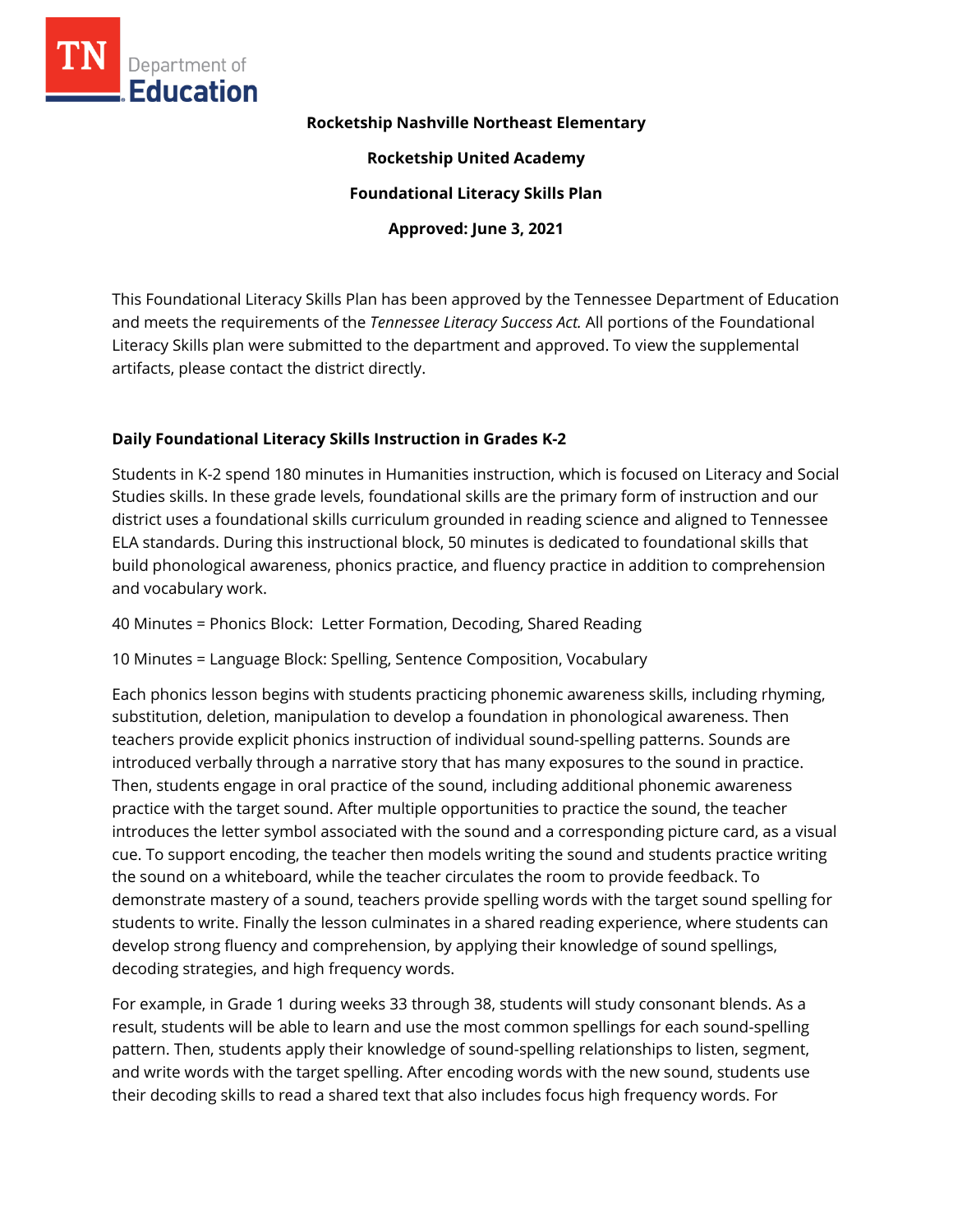**Rocketship Nashville Northeast Elementary**

**Rocketship United Academy**

**Foundational Literacy Skills Plan**

**Approved: June 3, 2021**

This Foundational Literacy Skills Plan has been approved by the Tennessee Department of Education and meets the requirements of the *Tennessee Literacy Success Act.* All portions of the Foundational Literacy Skills plan were submitted to the department and approved. To view the supplemental artifacts, please contact the district directly.

## Daily Foundational Literacy Skills Instruction in Grades K-2

Students in K-2 spend 180 minutes in Humanities instruction, which is focused on Literacy and Social Studies skills. In these grade levels, foundational skills are the primary form of instruction and our district uses a foundational skills curriculum grounded in reading science and aligned to Tennessee ELA standards. During this instructional block, 50 minutes is dedicated to foundational skills that build phonological awareness, phonics practice, and fluency practice in addition to comprehension and vocabulary work.

40 Minutes = Phonics Block: Letter Formation, Decoding, Shared Reading

10 Minutes = Language Block: Spelling, Sentence Composition, Vocabulary

Each phonics lesson begins with students practicing phonemic awareness skills, including rhyming, substitution, deletion, manipulation to develop a foundation in phonological awareness. Then teachers provide explicit phonics instruction of individual sound-spelling patterns. Sounds are introduced verbally through a narrative story that has many exposures to the sound in practice. Then, students engage in oral practice of the sound, including additional phonemic awareness practice with the target sound. After multiple opportunities to practice the sound, the teacher introduces the letter symbol associated with the sound and a corresponding picture card, as a visual cue. To support encoding, the teacher then models writing the sound and students practice writing the sound on a whiteboard, while the teacher circulates the room to provide feedback. To demonstrate mastery of a sound, teachers provide spelling words with the target sound spelling for students to write. Finally the lesson culminates in a shared reading experience, where students can develop strong fluency and comprehension, by applying their knowledge of sound spellings, decoding strategies, and high frequency words.

For example, in Grade 1 during weeks 33 through 38, students will study consonant blends. As a result, students will be able to learn and use the most common spellings for each sound-spelling pattern. Then, students apply their knowledge of sound-spelling relationships to listen, segment, and write words with the target spelling. After encoding words with the new sound, students use their decoding skills to read a shared text that also includes focus high frequency words. For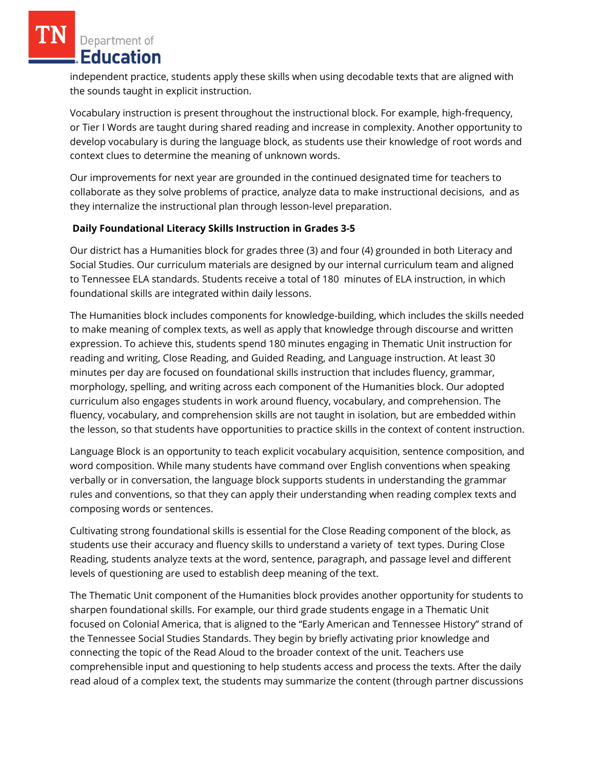independent practice, students apply these skills when using decodable texts that are aligned with the sounds taught in explicit instruction.

Vocabulary instruction is present throughout the instructional block. For example, high-frequency, or Tier I Words are taught during shared reading and increase in complexity. Another opportunity to develop vocabulary is during the language block, as students use their knowledge of root words and context clues to determine the meaning of unknown words.

Our improvements for next year are grounded in the continued designated time for teachers to collaborate as they solve problems of practice, analyze data to make instructional decisions, and as they internalize the instructional plan through lesson-level preparation.

**Daily Foundational Literacy Skills Instruction in Grades 3-5**

Our district has a Humanities block for grades three (3) and four (4) grounded in both Literacy and Social Studies. Our curriculum materials are designed by our internal curriculum team and aligned to Tennessee ELA standards. Students receive a total of 180 minutes of ELA instruction, in which foundational skills are integrated within daily lessons.

The Humanities block includes components for knowledge-building, which includes the skills needed to make meaning of complex texts, as well as apply that knowledge through discourse and written expression. To achieve this, students spend 180 minutes engaging in Thematic Unit instruction for reading and writing, Close Reading, and Guided Reading, and Language instruction. At least 30 minutes per day are focused on foundational skills instruction that includes fluency, grammar, morphology, spelling, and writing across each component of the Humanities block. Our adopted curriculum also engages students in work around fluency, vocabulary, and comprehension. The fluency, vocabulary, and comprehension skills are not taught in isolation, but are embedded within the lesson, so that students have opportunities to practice skills in the context of content instruction.

Language Block is an opportunity to teach explicit vocabulary acquisition, sentence composition, and word composition. While many students have command over English conventions when speaking verbally or in conversation, the language block supports students in understanding the grammar rules and conventions, so that they can apply their understanding when reading complex texts and composing words or sentences.

Cultivating strong foundational skills is essential for the Close Reading component of the block, as students use their accuracy and fluency skills to understand a variety of text types. During Close Reading, students analyze texts at the word, sentence, paragraph, and passage level and different levels of questioning are used to establish deep meaning of the text.

The Thematic Unit component of the Humanities block provides another opportunity for students to sharpen foundational skills. For example, our third grade students engage in a Thematic Unit focused on Colonial America, that is aligned to the "Early American and Tennessee History" strand of the Tennessee Social Studies Standards. They begin by briefly activating prior knowledge and connecting the topic of the Read Aloud to the broader context of the unit. Teachers use comprehensible input and questioning to help students access and process the texts. After the daily read aloud of a complex text, the students may summarize the content (through partner discussions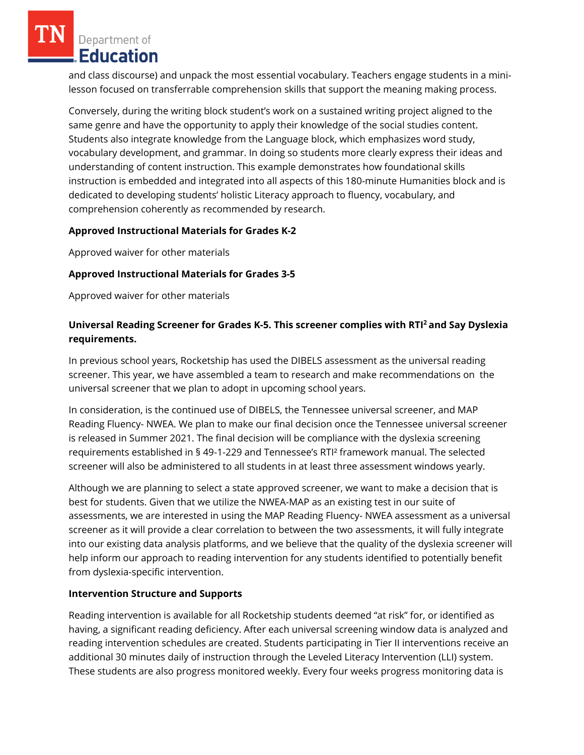and class discourse) and unpack the most essential vocabulary. Teachers engage students in a mini-lesson focused on transferrable comprehension skills that support the meaning making process.

Conversely, during the writing block student's work on a sustained writing project aligned to the same genre and have the opportunity to apply their knowledge of the social studies content. Students also integrate knowledge from the Language block, which emphasizes word study, vocabulary development, and grammar. In doing so students more clearly express their ideas and understanding of content instruction. This example demonstrates how foundational skills instruction is embedded and integrated into all aspects of this 180-minute Humanities block and is dedicated to developing students' holistic Literacy approach to fluency, vocabulary, and comprehension coherently as recommended by research.

**Approved Instructional Materials for Grades K-2**

Approved waiver for other materials

**Approved Instructional Materials for Grades 3-5**

Approved waiver for other materials

**Universal Reading Screener for Grades K-5. This screener complies with RTI² and Say Dyslexia requirements.**

In previous school years, Rocketship has used the DIBELS assessment as the universal reading screener. This year, we have assembled a team to research and make recommendations on the universal screener that we plan to adopt in upcoming school years.

In consideration, is the continued use of DIBELS, the Tennessee universal screener, and MAP Reading Fluency- NWEA. We plan to make our final decision once the Tennessee universal screener is released in Summer 2021. The final decision will be compliance with the dyslexia screening requirements established in § 49-1-229 and Tennessee's RTI² framework manual. The selected screener will also be administered to all students in at least three assessment windows yearly.

Although we are planning to select a state approved screener, we want to make a decision that is best for students. Given that we utilize the NWEA-MAP as an existing test in our suite of assessments, we are interested in using the MAP Reading Fluency- NWEA assessment as a universal screener as it will provide a clear correlation to between the two assessments, it will fully integrate into our existing data analysis platforms, and we believe that the quality of the dyslexia screener will help inform our approach to reading intervention for any students identified to potentially benefit from dyslexia-specific intervention.

**Intervention Structure and Supports**

Reading intervention is available for all Rocketship students deemed "at risk" for, or identified as having, a significant reading deficiency. After each universal screening window data is analyzed and reading intervention schedules are created. Students participating in Tier II interventions receive an additional 30 minutes daily of instruction through the Leveled Literacy Intervention (LLI) system. These students are also progress monitored weekly. Every four weeks progress monitoring data is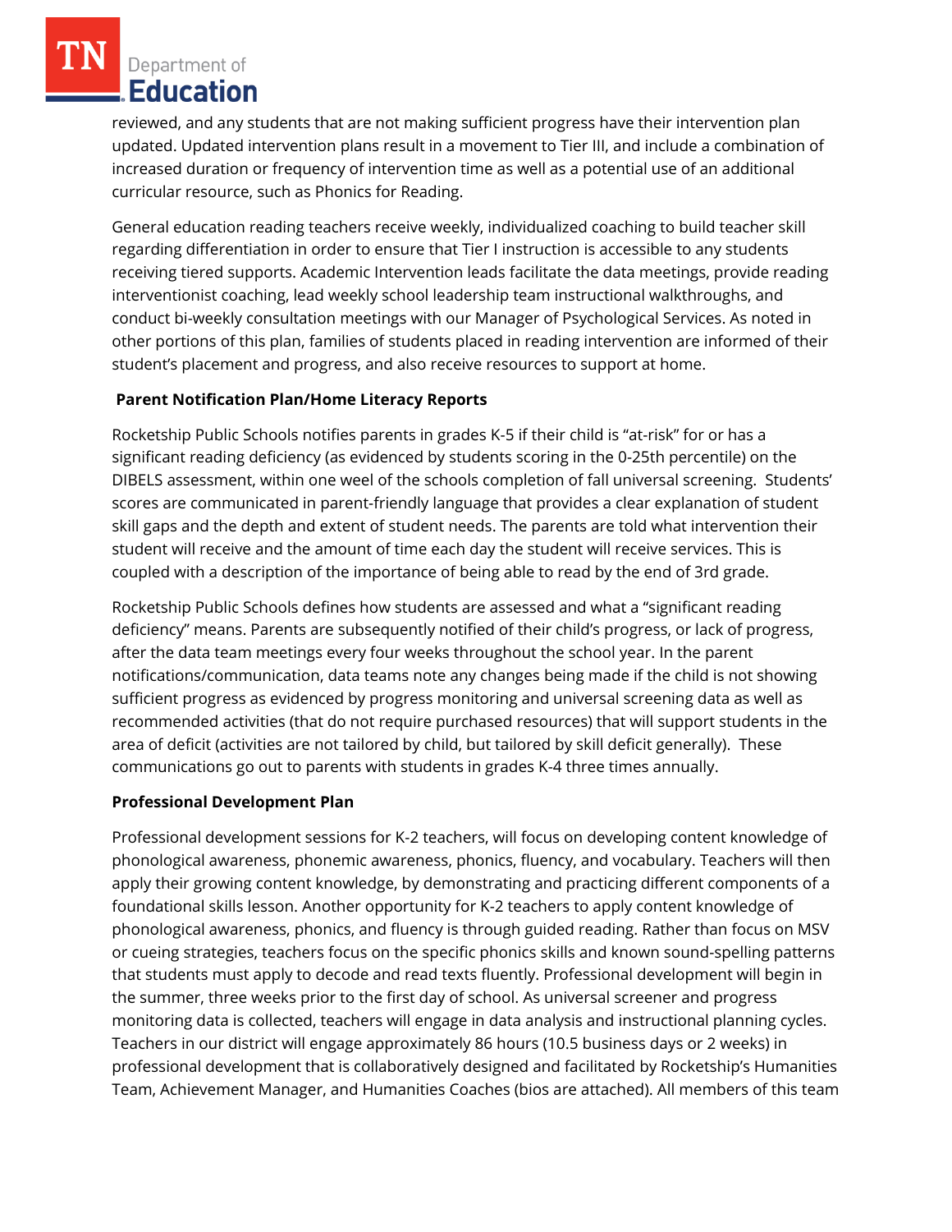reviewed, and any students that are not making sufficient progress have their intervention plan updated. Updated intervention plans result in a movement to Tier III, and include a combination of increased duration or frequency of intervention time as well as a potential use of an additional curricular resource, such as Phonics for Reading.

General education reading teachers receive weekly, individualized coaching to build teacher skill regarding differentiation in order to ensure that Tier I instruction is accessible to any students receiving tiered supports. Academic Intervention leads facilitate the data meetings, provide reading interventionist coaching, lead weekly school leadership team instructional walkthroughs, and conduct bi-weekly consultation meetings with our Manager of Psychological Services. As noted in other portions of this plan, families of students placed in reading intervention are informed of their student's placement and progress, and also receive resources to support at home.

**Parent Notification Plan/Home Literacy Reports**

Rocketship Public Schools notifies parents in grades K-5 if their child is "at-risk" for or has a significant reading deficiency (as evidenced by students scoring in the 0-25th percentile) on the DIBELS assessment, within one weel of the schools completion of fall universal screening. Students' scores are communicated in parent-friendly language that provides a clear explanation of student skill gaps and the depth and extent of student needs. The parents are told what intervention their student will receive and the amount of time each day the student will receive services. This is coupled with a description of the importance of being able to read by the end of 3rd grade.

Rocketship Public Schools defines how students are assessed and what a "significant reading deficiency" means. Parents are subsequently notified of their child's progress, or lack of progress, after the data team meetings every four weeks throughout the school year. In the parent notifications/communication, data teams note any changes being made if the child is not showing sufficient progress as evidenced by progress monitoring and universal screening data as well as recommended activities (that do not require purchased resources) that will support students in the area of deficit (activities are not tailored by child, but tailored by skill deficit generally). These communications go out to parents with students in grades K-4 three times annually.

**Professional Development Plan**

Professional development sessions for K-2 teachers, will focus on developing content knowledge of phonological awareness, phonemic awareness, phonics, fluency, and vocabulary. Teachers will then apply their growing content knowledge, by demonstrating and practicing different components of a foundational skills lesson. Another opportunity for K-2 teachers to apply content knowledge of phonological awareness, phonics, and fluency is through guided reading. Rather than focus on MSV or cueing strategies, teachers focus on the specific phonics skills and known sound-spelling patterns that students must apply to decode and read texts fluently. Professional development will begin in the summer, three weeks prior to the first day of school. As universal screener and progress monitoring data is collected, teachers will engage in data analysis and instructional planning cycles. Teachers in our district will engage approximately 86 hours (10.5 business days or 2 weeks) in professional development that is collaboratively designed and facilitated by Rocketship's Humanities Team, Achievement Manager, and Humanities Coaches (bios are attached). All members of this team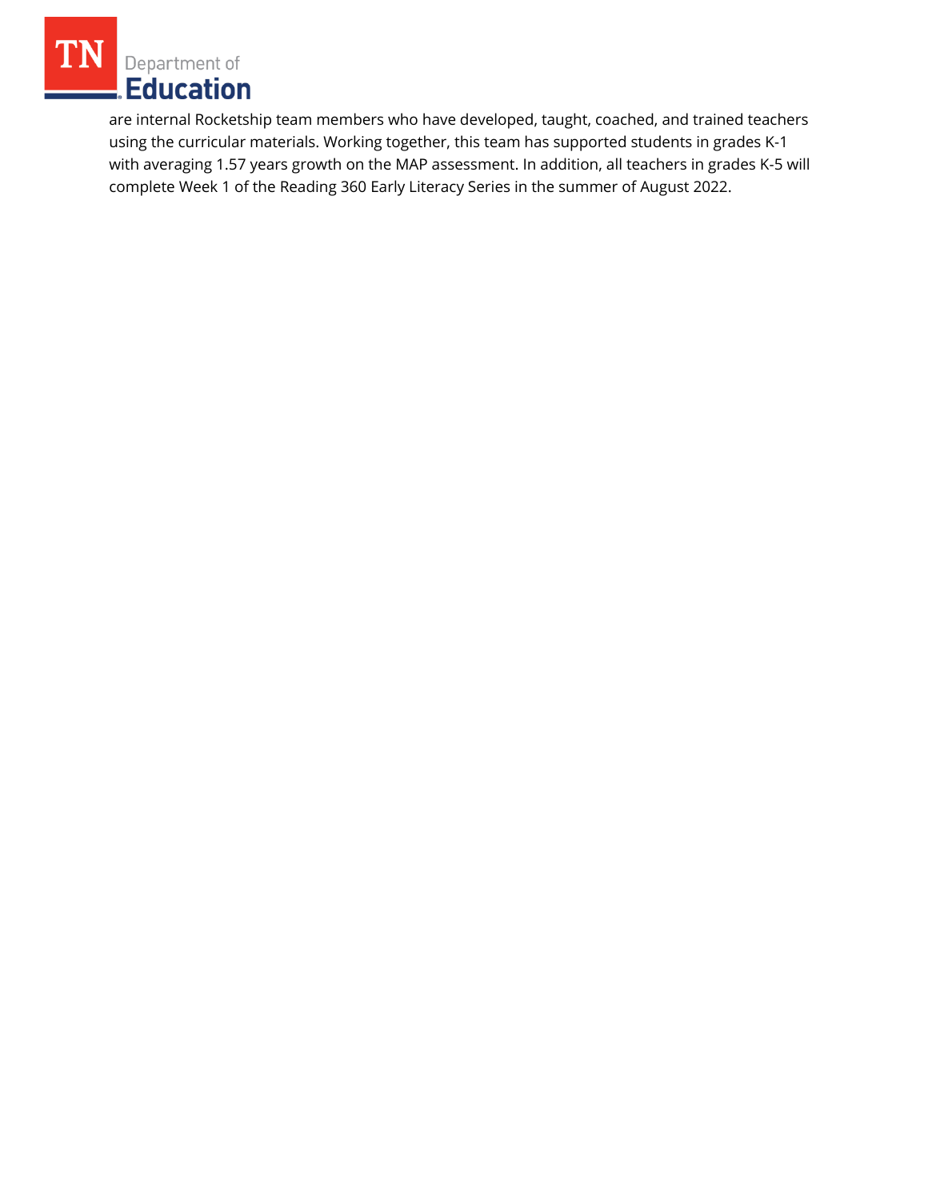are internal Rocketship team members who have developed, taught, coached, and trained teachers using the curricular materials. Working together, this team has supported students in grades K-1 with averaging 1.57 years growth on the MAP assessment. In addition, all teachers in grades K-5 will complete Week 1 of the Reading 360 Early Literacy Series in the summer of August 2022.